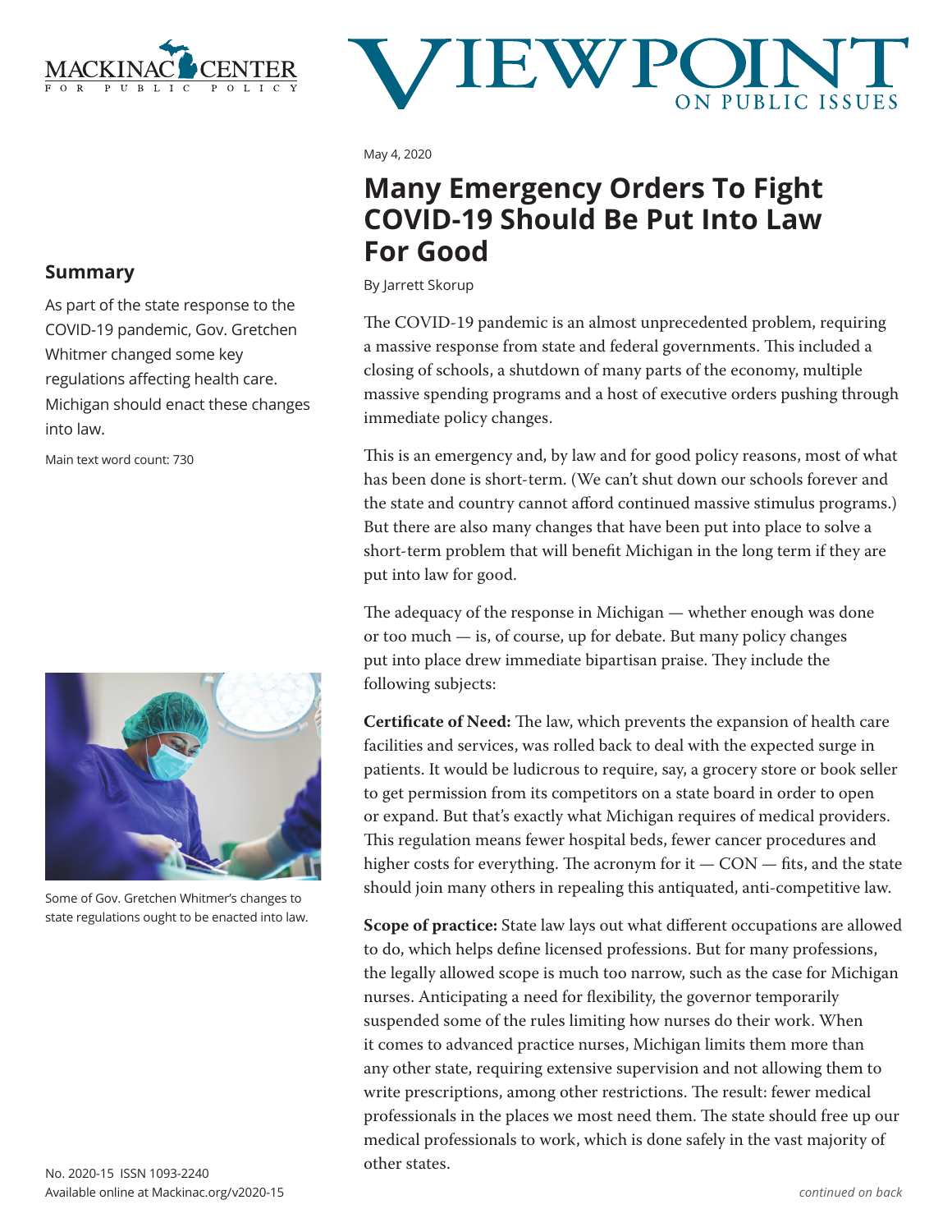# Many Emergency Orders To Fight COVID-19 Should Be Put Into Law For Good

May 4, 2020

By Jarrett Skorup

## Summary

As part of the state response to the COVID-19 pandemic, Gov. Gretchen Whitmer changed some key regulations affecting health care. Michigan should enact these changes into law.

Main text word count: 730

Some of Gov. Gretchen Whitmer's changes to state regulations ought to be enacted into law.

The COVID-19 pandemic is an almost unprecedented problem, requiring a massive response from state and federal governments. This included a closing of schools, a shutdown of many parts of the economy, multiple massive spending programs and a host of executive orders pushing through immediate policy changes.

This is an emergency and, by law and for good policy reasons, most of what has been done is short-term. (We can't shut down our schools forever and the state and country cannot afford continued massive stimulus programs.) But there are also many changes that have been put into place to solve a short-term problem that will benefit Michigan in the long term if they are put into law for good.

The adequacy of the response in Michigan — whether enough was done or too much — is, of course, up for debate. But many policy changes put into place drew immediate bipartisan praise. They include the following subjects:

**Certificate of Need:** The law, which prevents the expansion of health care facilities and services, was rolled back to deal with the expected surge in patients. It would be ludicrous to require, say, a grocery store or book seller to get permission from its competitors on a state board in order to open or expand. But that's exactly what Michigan requires of medical providers. This regulation means fewer hospital beds, fewer cancer procedures and higher costs for everything. The acronym for it — CON — fits, and the state should join many others in repealing this antiquated, anti-competitive law.

**Scope of practice:** State law lays out what different occupations are allowed to do, which helps define licensed professions. But for many professions, the legally allowed scope is much too narrow, such as the case for Michigan nurses. Anticipating a need for flexibility, the governor temporarily suspended some of the rules limiting how nurses do their work. When it comes to advanced practice nurses, Michigan limits them more than any other state, requiring extensive supervision and not allowing them to write prescriptions, among other restrictions. The result: fewer medical professionals in the places we most need them. The state should free up our medical professionals to work, which is done safely in the vast majority of other states.

*continued on back*

No. 2020-15 ISSN 1093-2240
Available online at Mackinac.org/v2020-15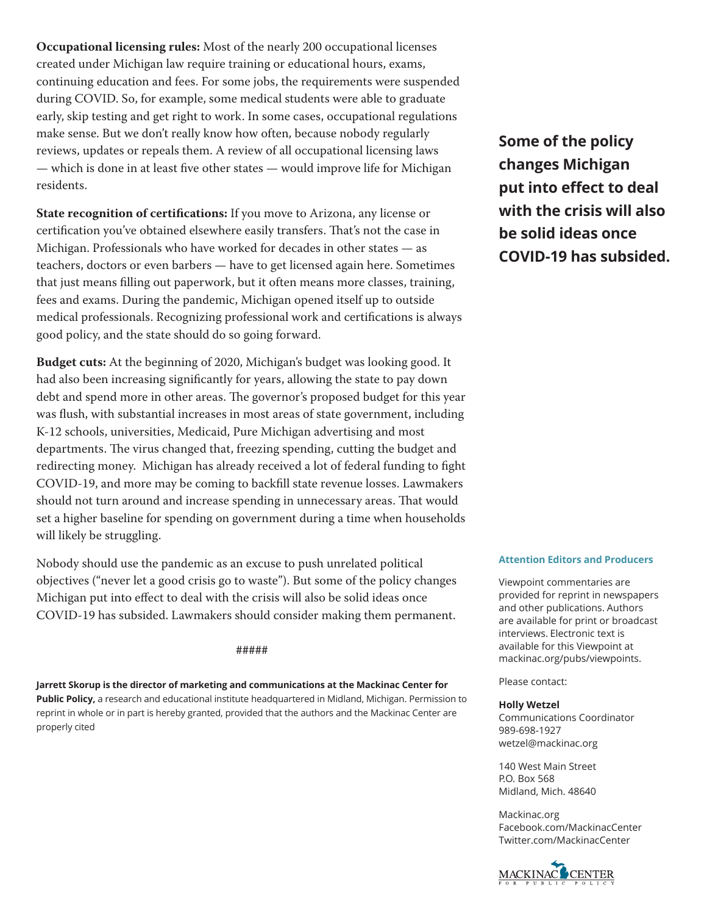**Occupational licensing rules:** Most of the nearly 200 occupational licenses created under Michigan law require training or educational hours, exams, continuing education and fees. For some jobs, the requirements were suspended during COVID. So, for example, some medical students were able to graduate early, skip testing and get right to work. In some cases, occupational regulations make sense. But we don't really know how often, because nobody regularly reviews, updates or repeals them. A review of all occupational licensing laws — which is done in at least five other states — would improve life for Michigan residents.

**State recognition of certifications:** If you move to Arizona, any license or certification you've obtained elsewhere easily transfers. That's not the case in Michigan. Professionals who have worked for decades in other states — as teachers, doctors or even barbers — have to get licensed again here. Sometimes that just means filling out paperwork, but it often means more classes, training, fees and exams. During the pandemic, Michigan opened itself up to outside medical professionals. Recognizing professional work and certifications is always good policy, and the state should do so going forward.

**Budget cuts:** At the beginning of 2020, Michigan's budget was looking good. It had also been increasing significantly for years, allowing the state to pay down debt and spend more in other areas. The governor's proposed budget for this year was flush, with substantial increases in most areas of state government, including K-12 schools, universities, Medicaid, Pure Michigan advertising and most departments. The virus changed that, freezing spending, cutting the budget and redirecting money. Michigan has already received a lot of federal funding to fight COVID-19, and more may be coming to backfill state revenue losses. Lawmakers should not turn around and increase spending in unnecessary areas. That would set a higher baseline for spending on government during a time when households will likely be struggling.

Nobody should use the pandemic as an excuse to push unrelated political objectives ("never let a good crisis go to waste"). But some of the policy changes Michigan put into effect to deal with the crisis will also be solid ideas once COVID-19 has subsided. Lawmakers should consider making them permanent.

**Some of the policy changes Michigan put into effect to deal with the crisis will also be solid ideas once COVID-19 has subsided.**

#####

**Jarrett Skorup is the director of marketing and communications at the Mackinac Center for Public Policy,** a research and educational institute headquartered in Midland, Michigan. Permission to reprint in whole or in part is hereby granted, provided that the authors and the Mackinac Center are properly cited

**Attention Editors and Producers**

Viewpoint commentaries are provided for reprint in newspapers and other publications. Authors are available for print or broadcast interviews. Electronic text is available for this Viewpoint at mackinac.org/pubs/viewpoints.

Please contact:

**Holly Wetzel**
Communications Coordinator
989-698-1927
wetzel@mackinac.org

140 West Main Street
P.O. Box 568
Midland, Mich. 48640

Mackinac.org
Facebook.com/MackinacCenter
Twitter.com/MackinacCenter

MACKINAC CENTER FOR PUBLIC POLICY